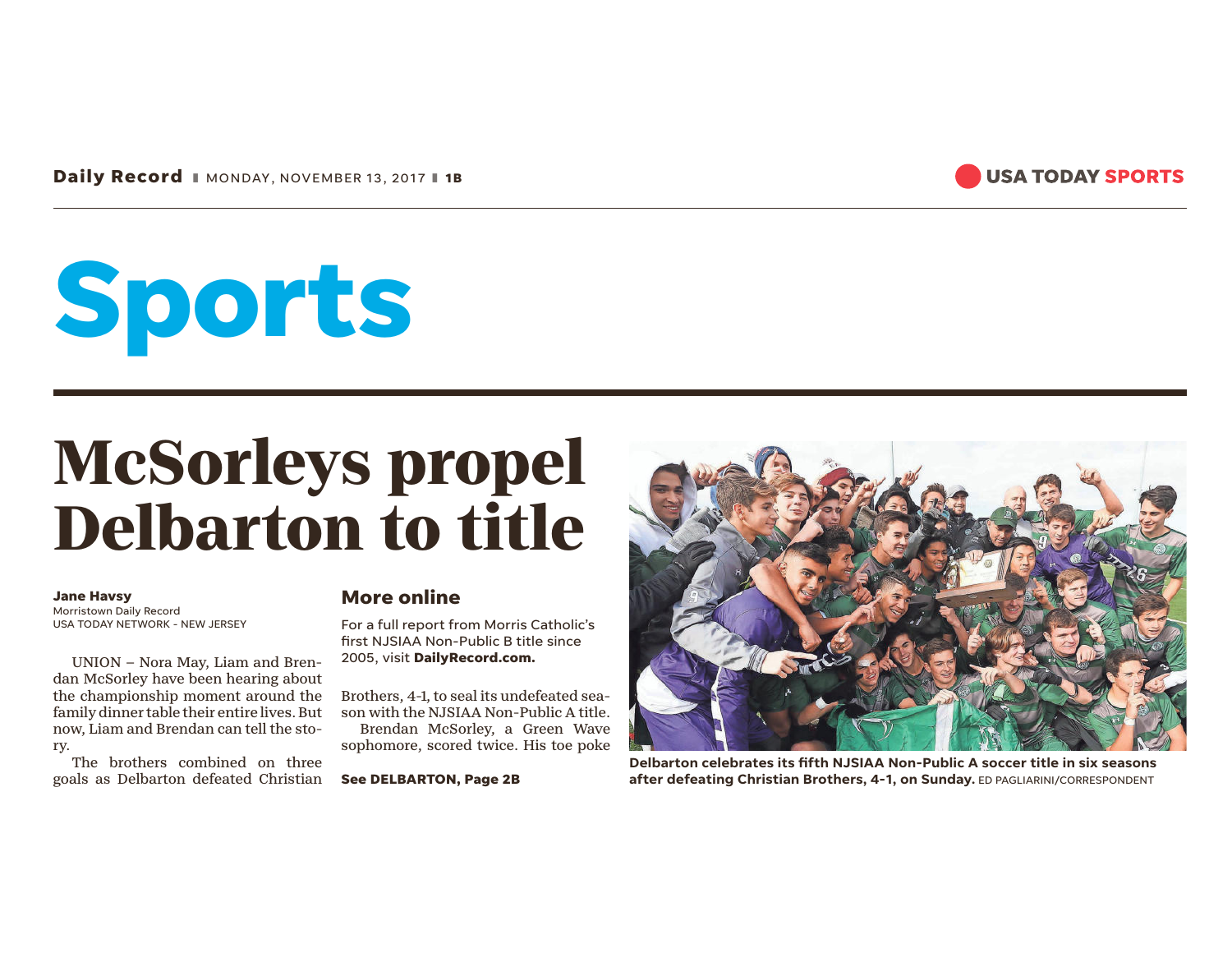# Sports

## McSorleys propel Delbarton to title

**Jane Havsy**
Morristown Daily Record
USA TODAY NETWORK - NEW JERSEY

UNION – Nora May, Liam and Brendan McSorley have been hearing about the championship moment around the family dinner table their entire lives. But now, Liam and Brendan can tell the story.

The brothers combined on three goals as Delbarton defeated Christian Brothers, 4-1, to seal its undefeated season with the NJSIAA Non-Public A title.

Brendan McSorley, a Green Wave sophomore, scored twice. His toe poke

**See DELBARTON, Page 2B**

### More online

For a full report from Morris Catholic's first NJSIAA Non-Public B title since 2005, visit **DailyRecord.com.**

**Delbarton celebrates its fifth NJSIAA Non-Public A soccer title in six seasons after defeating Christian Brothers, 4-1, on Sunday.** ED PAGLIARINI/CORRESPONDENT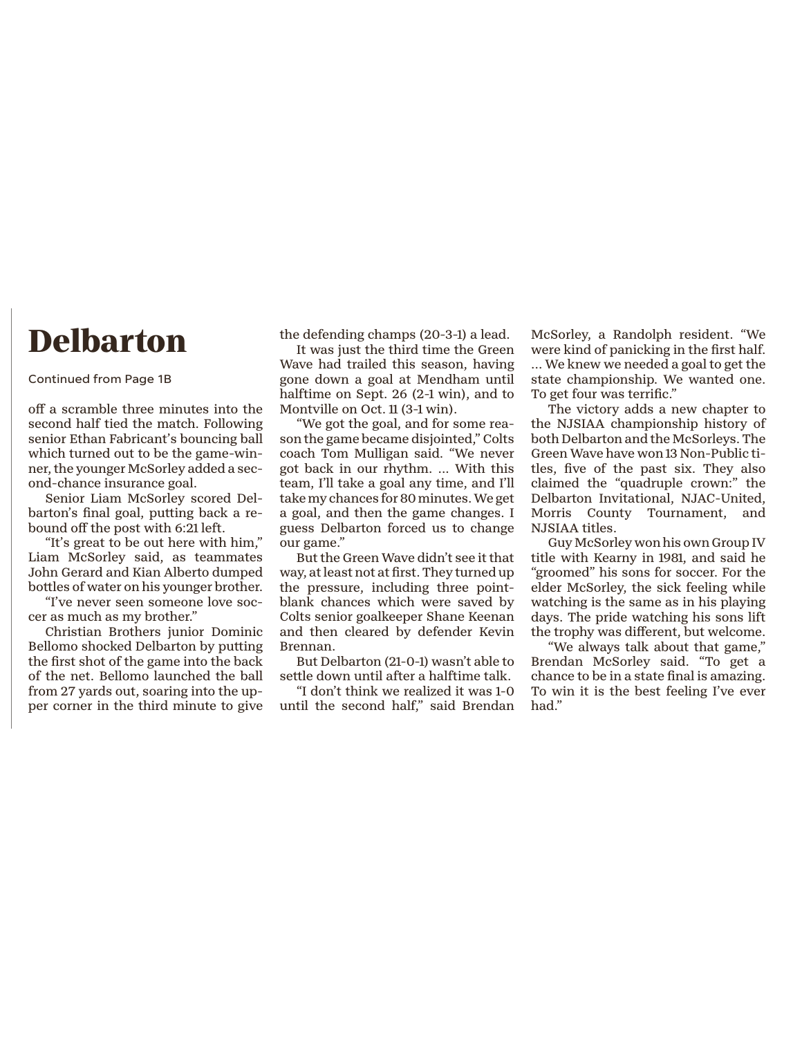# Delbarton

Continued from Page 1B

off a scramble three minutes into the second half tied the match. Following senior Ethan Fabricant's bouncing ball which turned out to be the game-winner, the younger McSorley added a second-chance insurance goal.

Senior Liam McSorley scored Delbarton's final goal, putting back a rebound off the post with 6:21 left.

"It's great to be out here with him," Liam McSorley said, as teammates John Gerard and Kian Alberto dumped bottles of water on his younger brother.

"I've never seen someone love soccer as much as my brother."

Christian Brothers junior Dominic Bellomo shocked Delbarton by putting the first shot of the game into the back of the net. Bellomo launched the ball from 27 yards out, soaring into the upper corner in the third minute to give the defending champs (20-3-1) a lead.

It was just the third time the Green Wave had trailed this season, having gone down a goal at Mendham until halftime on Sept. 26 (2-1 win), and to Montville on Oct. 11 (3-1 win).

"We got the goal, and for some reason the game became disjointed," Colts coach Tom Mulligan said. "We never got back in our rhythm. ... With this team, I'll take a goal any time, and I'll take my chances for 80 minutes. We get a goal, and then the game changes. I guess Delbarton forced us to change our game."

But the Green Wave didn't see it that way, at least not at first. They turned up the pressure, including three point-blank chances which were saved by Colts senior goalkeeper Shane Keenan and then cleared by defender Kevin Brennan.

But Delbarton (21-0-1) wasn't able to settle down until after a halftime talk.

"I don't think we realized it was 1-0 until the second half," said Brendan McSorley, a Randolph resident. "We were kind of panicking in the first half. ... We knew we needed a goal to get the state championship. We wanted one. To get four was terrific."

The victory adds a new chapter to the NJSIAA championship history of both Delbarton and the McSorleys. The Green Wave have won 13 Non-Public titles, five of the past six. They also claimed the "quadruple crown:" the Delbarton Invitational, NJAC-United, Morris County Tournament, and NJSIAA titles.

Guy McSorley won his own Group IV title with Kearny in 1981, and said he "groomed" his sons for soccer. For the elder McSorley, the sick feeling while watching is the same as in his playing days. The pride watching his sons lift the trophy was different, but welcome.

"We always talk about that game," Brendan McSorley said. "To get a chance to be in a state final is amazing. To win it is the best feeling I've ever had."